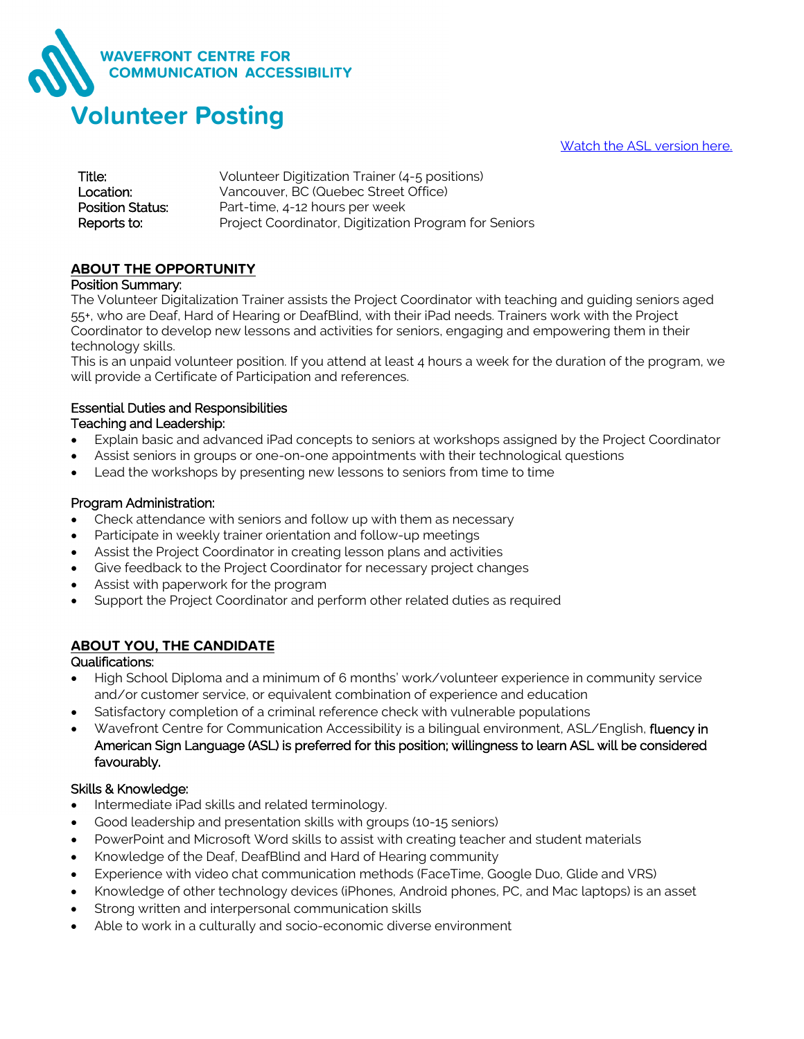**WAVEFRONT CENTRE FOR COMMUNICATION ACCESSIBILITY**

# Volunteer Posting

[Watch the ASL version here.]

| | |
|---|---|
| **Title:** | Volunteer Digitization Trainer (4-5 positions) |
| **Location:** | Vancouver, BC (Quebec Street Office) |
| **Position Status:** | Part-time, 4-12 hours per week |
| **Reports to:** | Project Coordinator, Digitization Program for Seniors |

## ABOUT THE OPPORTUNITY

### Position Summary:

The Volunteer Digitalization Trainer assists the Project Coordinator with teaching and guiding seniors aged 55+, who are Deaf, Hard of Hearing or DeafBlind, with their iPad needs. Trainers work with the Project Coordinator to develop new lessons and activities for seniors, engaging and empowering them in their technology skills.

This is an unpaid volunteer position. If you attend at least 4 hours a week for the duration of the program, we will provide a Certificate of Participation and references.

### Essential Duties and Responsibilities

#### Teaching and Leadership:

- Explain basic and advanced iPad concepts to seniors at workshops assigned by the Project Coordinator
- Assist seniors in groups or one-on-one appointments with their technological questions
- Lead the workshops by presenting new lessons to seniors from time to time

#### Program Administration:

- Check attendance with seniors and follow up with them as necessary
- Participate in weekly trainer orientation and follow-up meetings
- Assist the Project Coordinator in creating lesson plans and activities
- Give feedback to the Project Coordinator for necessary project changes
- Assist with paperwork for the program
- Support the Project Coordinator and perform other related duties as required

## ABOUT YOU, THE CANDIDATE

### Qualifications:

- High School Diploma and a minimum of 6 months' work/volunteer experience in community service and/or customer service, or equivalent combination of experience and education
- Satisfactory completion of a criminal reference check with vulnerable populations
- Wavefront Centre for Communication Accessibility is a bilingual environment, ASL/English, **fluency in American Sign Language (ASL) is preferred for this position; willingness to learn ASL will be considered favourably.**

### Skills & Knowledge:

- Intermediate iPad skills and related terminology.
- Good leadership and presentation skills with groups (10-15 seniors)
- PowerPoint and Microsoft Word skills to assist with creating teacher and student materials
- Knowledge of the Deaf, DeafBlind and Hard of Hearing community
- Experience with video chat communication methods (FaceTime, Google Duo, Glide and VRS)
- Knowledge of other technology devices (iPhones, Android phones, PC, and Mac laptops) is an asset
- Strong written and interpersonal communication skills
- Able to work in a culturally and socio-economic diverse environment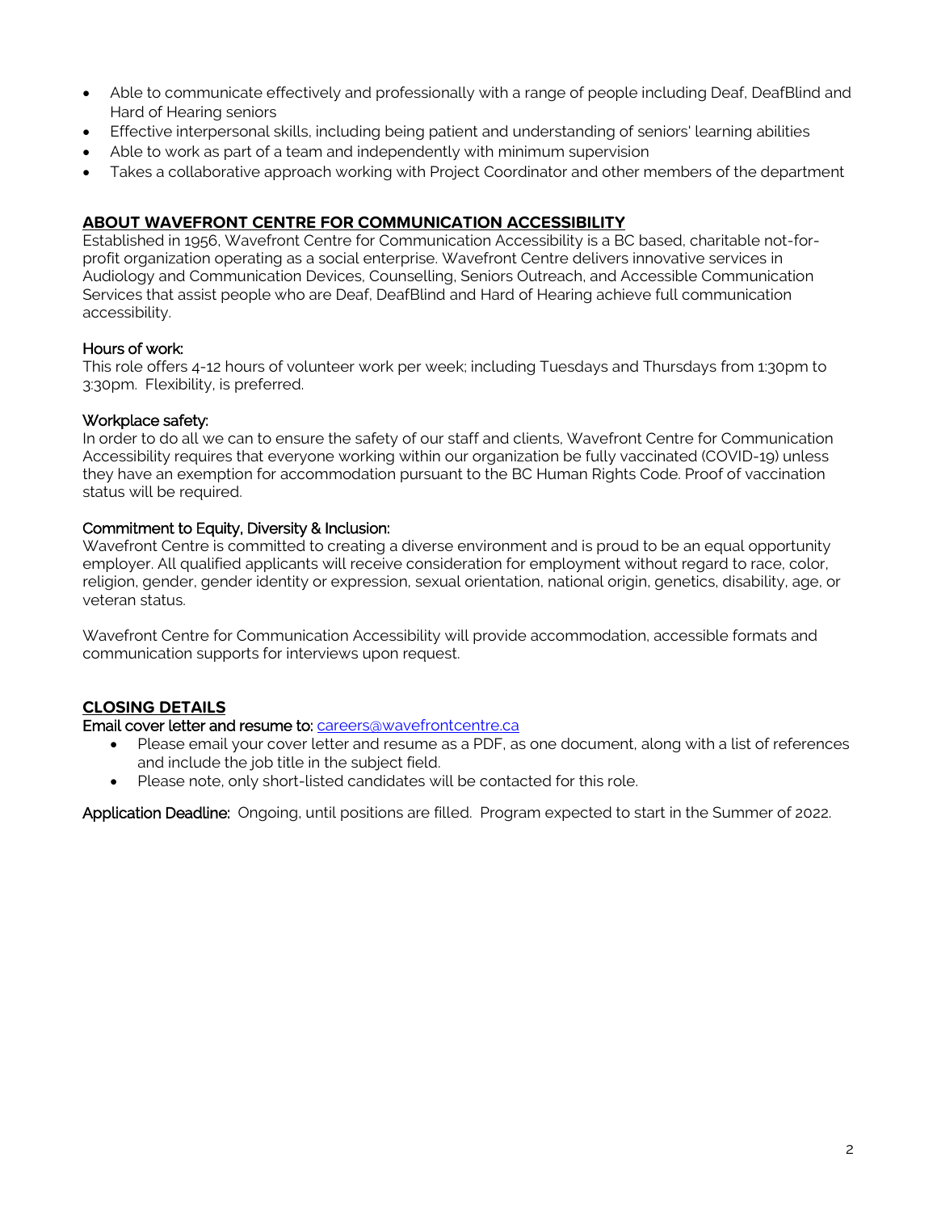- Able to communicate effectively and professionally with a range of people including Deaf, DeafBlind and Hard of Hearing seniors
- Effective interpersonal skills, including being patient and understanding of seniors' learning abilities
- Able to work as part of a team and independently with minimum supervision
- Takes a collaborative approach working with Project Coordinator and other members of the department

## ABOUT WAVEFRONT CENTRE FOR COMMUNICATION ACCESSIBILITY

Established in 1956, Wavefront Centre for Communication Accessibility is a BC based, charitable not-for-profit organization operating as a social enterprise. Wavefront Centre delivers innovative services in Audiology and Communication Devices, Counselling, Seniors Outreach, and Accessible Communication Services that assist people who are Deaf, DeafBlind and Hard of Hearing achieve full communication accessibility.

### Hours of work:

This role offers 4-12 hours of volunteer work per week; including Tuesdays and Thursdays from 1:30pm to 3:30pm. Flexibility, is preferred.

### Workplace safety:

In order to do all we can to ensure the safety of our staff and clients, Wavefront Centre for Communication Accessibility requires that everyone working within our organization be fully vaccinated (COVID-19) unless they have an exemption for accommodation pursuant to the BC Human Rights Code. Proof of vaccination status will be required.

### Commitment to Equity, Diversity & Inclusion:

Wavefront Centre is committed to creating a diverse environment and is proud to be an equal opportunity employer. All qualified applicants will receive consideration for employment without regard to race, color, religion, gender, gender identity or expression, sexual orientation, national origin, genetics, disability, age, or veteran status.

Wavefront Centre for Communication Accessibility will provide accommodation, accessible formats and communication supports for interviews upon request.

## CLOSING DETAILS

**Email cover letter and resume to:** careers@wavefrontcentre.ca

- Please email your cover letter and resume as a PDF, as one document, along with a list of references and include the job title in the subject field.
- Please note, only short-listed candidates will be contacted for this role.

**Application Deadline:** Ongoing, until positions are filled. Program expected to start in the Summer of 2022.